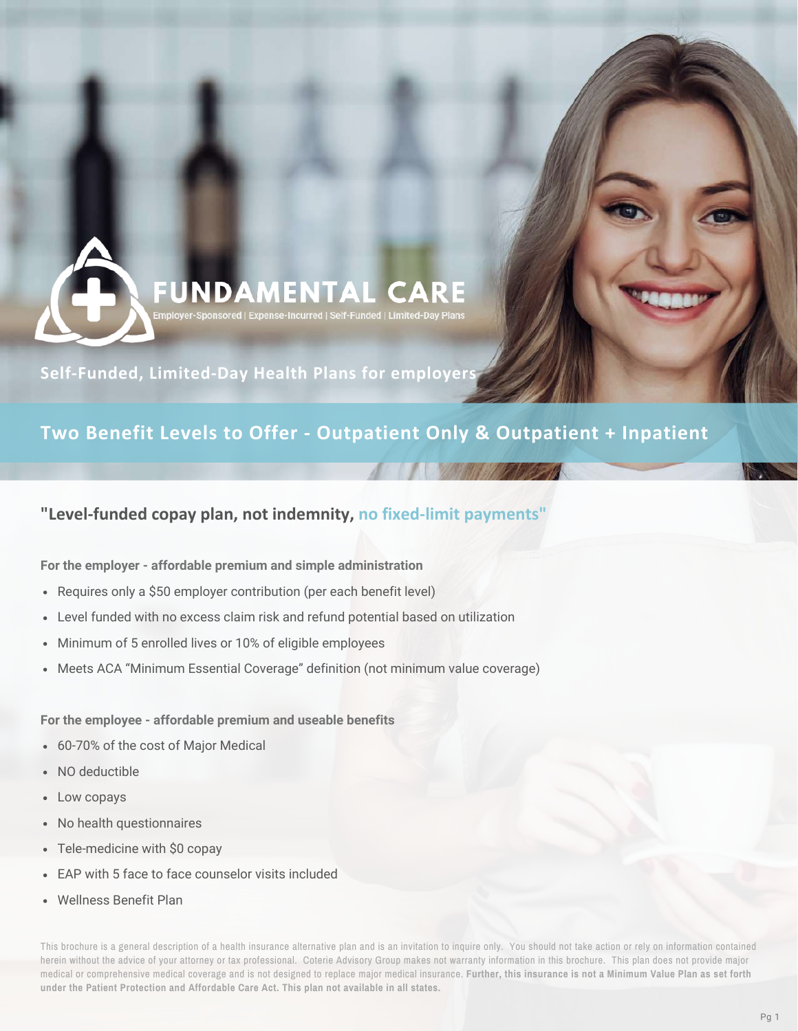# FUNDAMENTAL CARE

Employer-Sponsored | Expense-Incurred | Self-Funded | Limited-Day Plans

**Self-Funded, Limited-Day Health Plans for employers**

## Two Benefit Levels to Offer - Outpatient Only & Outpatient + Inpatient

### "Level-funded copay plan, not indemnity, no fixed-limit payments"

**For the employer - affordable premium and simple administration**

- Requires only a $50 employer contribution (per each benefit level)
- Level funded with no excess claim risk and refund potential based on utilization
- Minimum of 5 enrolled lives or 10% of eligible employees
- Meets ACA "Minimum Essential Coverage" definition (not minimum value coverage)

**For the employee - affordable premium and useable benefits**

- 60-70% of the cost of Major Medical
- NO deductible
- Low copays
- No health questionnaires
- Tele-medicine with $0 copay
- EAP with 5 face to face counselor visits included
- Wellness Benefit Plan

This brochure is a general description of a health insurance alternative plan and is an invitation to inquire only. You should not take action or rely on information contained herein without the advice of your attorney or tax professional. Coterie Advisory Group makes not warranty information in this brochure. This plan does not provide major medical or comprehensive medical coverage and is not designed to replace major medical insurance. **Further, this insurance is not a Minimum Value Plan as set forth under the Patient Protection and Affordable Care Act. This plan not available in all states.**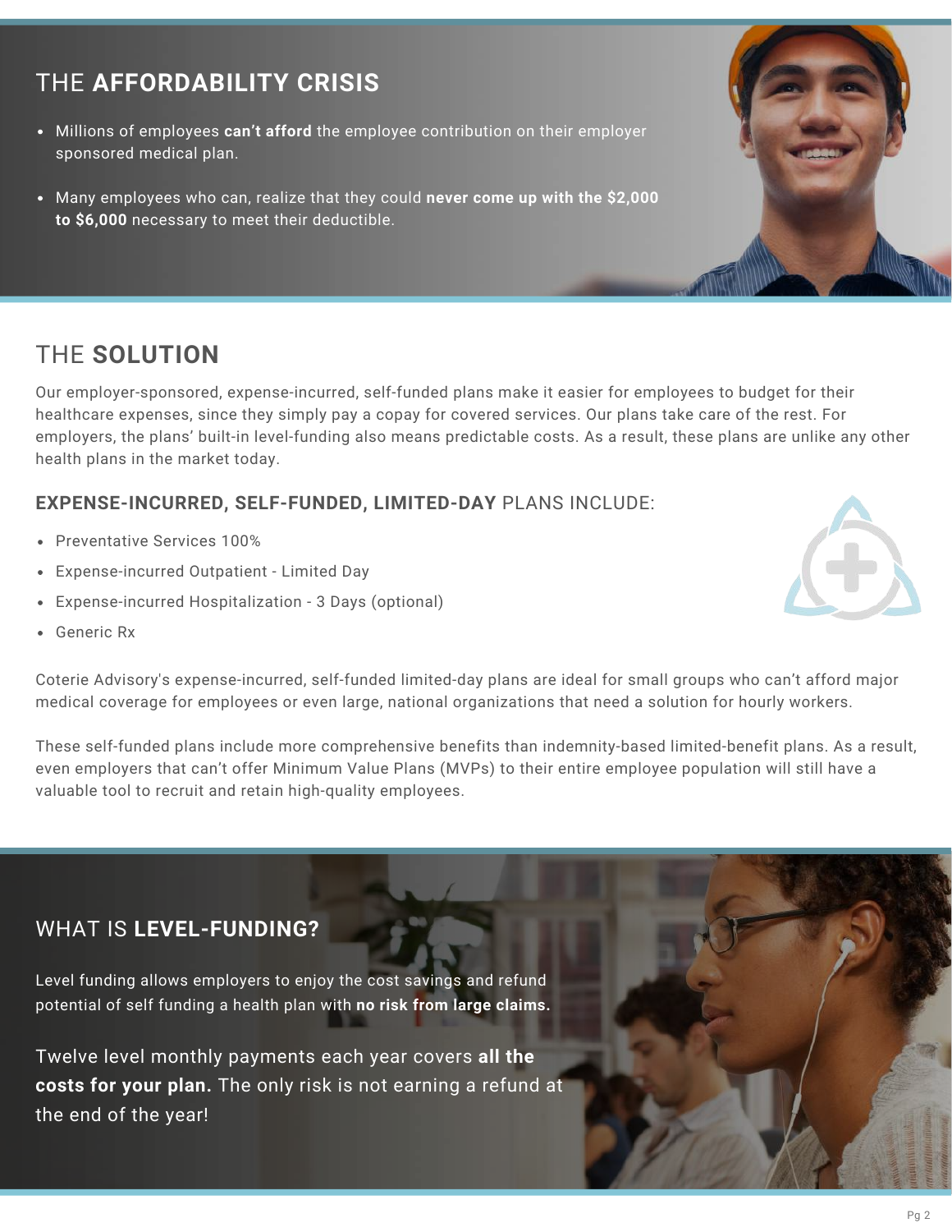## THE **AFFORDABILITY CRISIS**

- Millions of employees **can't afford** the employee contribution on their employer sponsored medical plan.
- Many employees who can, realize that they could **never come up with the $2,000 to $6,000** necessary to meet their deductible.

## THE **SOLUTION**

Our employer-sponsored, expense-incurred, self-funded plans make it easier for employees to budget for their healthcare expenses, since they simply pay a copay for covered services. Our plans take care of the rest. For employers, the plans' built-in level-funding also means predictable costs. As a result, these plans are unlike any other health plans in the market today.

### **EXPENSE-INCURRED, SELF-FUNDED, LIMITED-DAY** PLANS INCLUDE:

- Preventative Services 100%
- Expense-incurred Outpatient - Limited Day
- Expense-incurred Hospitalization - 3 Days (optional)
- Generic Rx

Coterie Advisory's expense-incurred, self-funded limited-day plans are ideal for small groups who can't afford major medical coverage for employees or even large, national organizations that need a solution for hourly workers.

These self-funded plans include more comprehensive benefits than indemnity-based limited-benefit plans. As a result, even employers that can't offer Minimum Value Plans (MVPs) to their entire employee population will still have a valuable tool to recruit and retain high-quality employees.

## WHAT IS **LEVEL-FUNDING?**

Level funding allows employers to enjoy the cost savings and refund potential of self funding a health plan with **no risk from large claims.**

Twelve level monthly payments each year covers **all the costs for your plan.** The only risk is not earning a refund at the end of the year!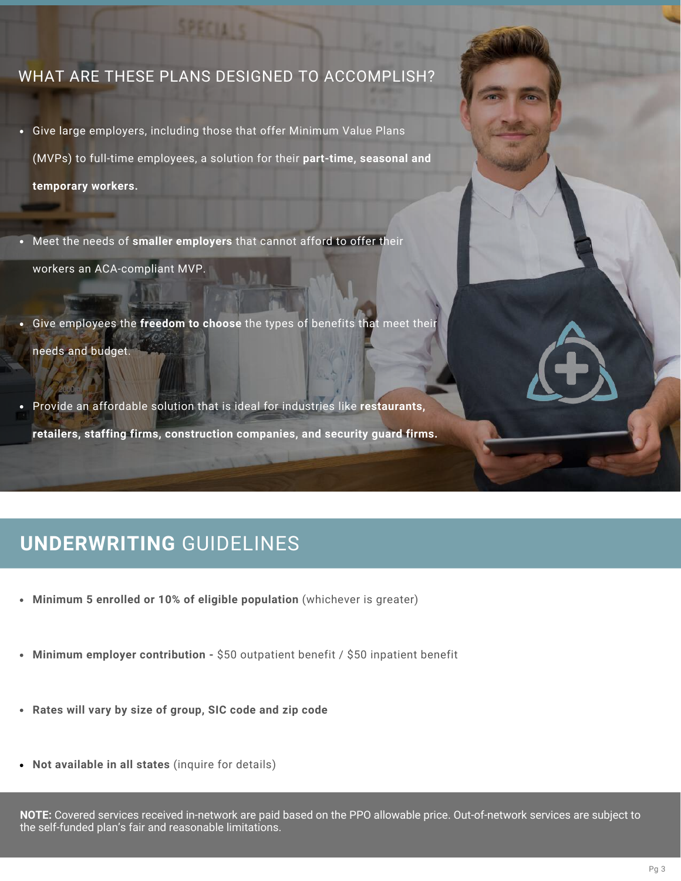## WHAT ARE THESE PLANS DESIGNED TO ACCOMPLISH?

- Give large employers, including those that offer Minimum Value Plans (MVPs) to full-time employees, a solution for their **part-time, seasonal and temporary workers.**
- Meet the needs of **smaller employers** that cannot afford to offer their workers an ACA-compliant MVP.
- Give employees the **freedom to choose** the types of benefits that meet their needs and budget.
- Provide an affordable solution that is ideal for industries like **restaurants, retailers, staffing firms, construction companies, and security guard firms.**

## **UNDERWRITING** GUIDELINES

- **Minimum 5 enrolled or 10% of eligible population** (whichever is greater)
- **Minimum employer contribution -** $50 outpatient benefit / $50 inpatient benefit
- **Rates will vary by size of group, SIC code and zip code**
- **Not available in all states** (inquire for details)

**NOTE:** Covered services received in-network are paid based on the PPO allowable price. Out-of-network services are subject to the self-funded plan's fair and reasonable limitations.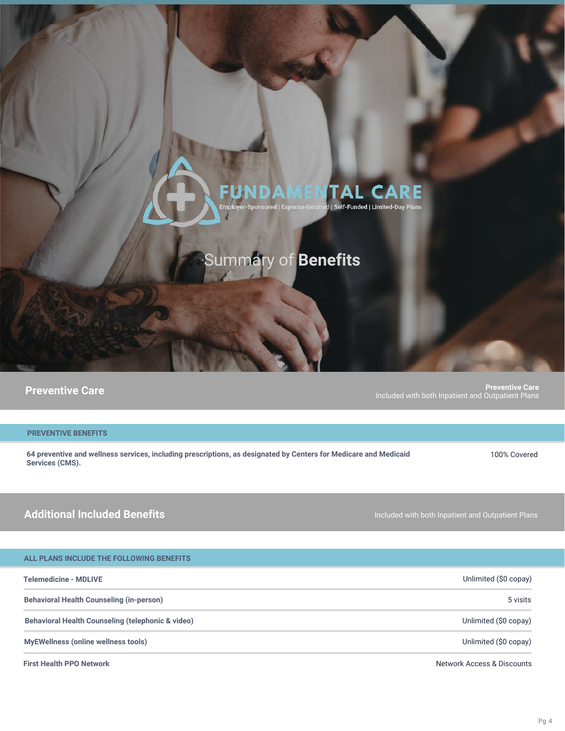# FUNDAMENTAL CARE

Employer-Sponsored | Expense-Incurred | Self-Funded | Limited-Day Plans

## Summary of **Benefits**

## Preventive Care

**Preventive Care**
Included with both Inpatient and Outpatient Plans

| PREVENTIVE BENEFITS | |
|---|---|
| **64 preventive and wellness services, including prescriptions, as designated by Centers for Medicare and Medicaid Services (CMS).** | 100% Covered |

## Additional Included Benefits

Included with both Inpatient and Outpatient Plans

| ALL PLANS INCLUDE THE FOLLOWING BENEFITS | |
|---|---|
| **Telemedicine - MDLIVE** | Unlimited ($0 copay) |
| **Behavioral Health Counseling (in-person)** | 5 visits |
| **Behavioral Health Counseling (telephonic & video)** | Unlimited ($0 copay) |
| **MyEWellness (online wellness tools)** | Unlimited ($0 copay) |
| **First Health PPO Network** | Network Access & Discounts |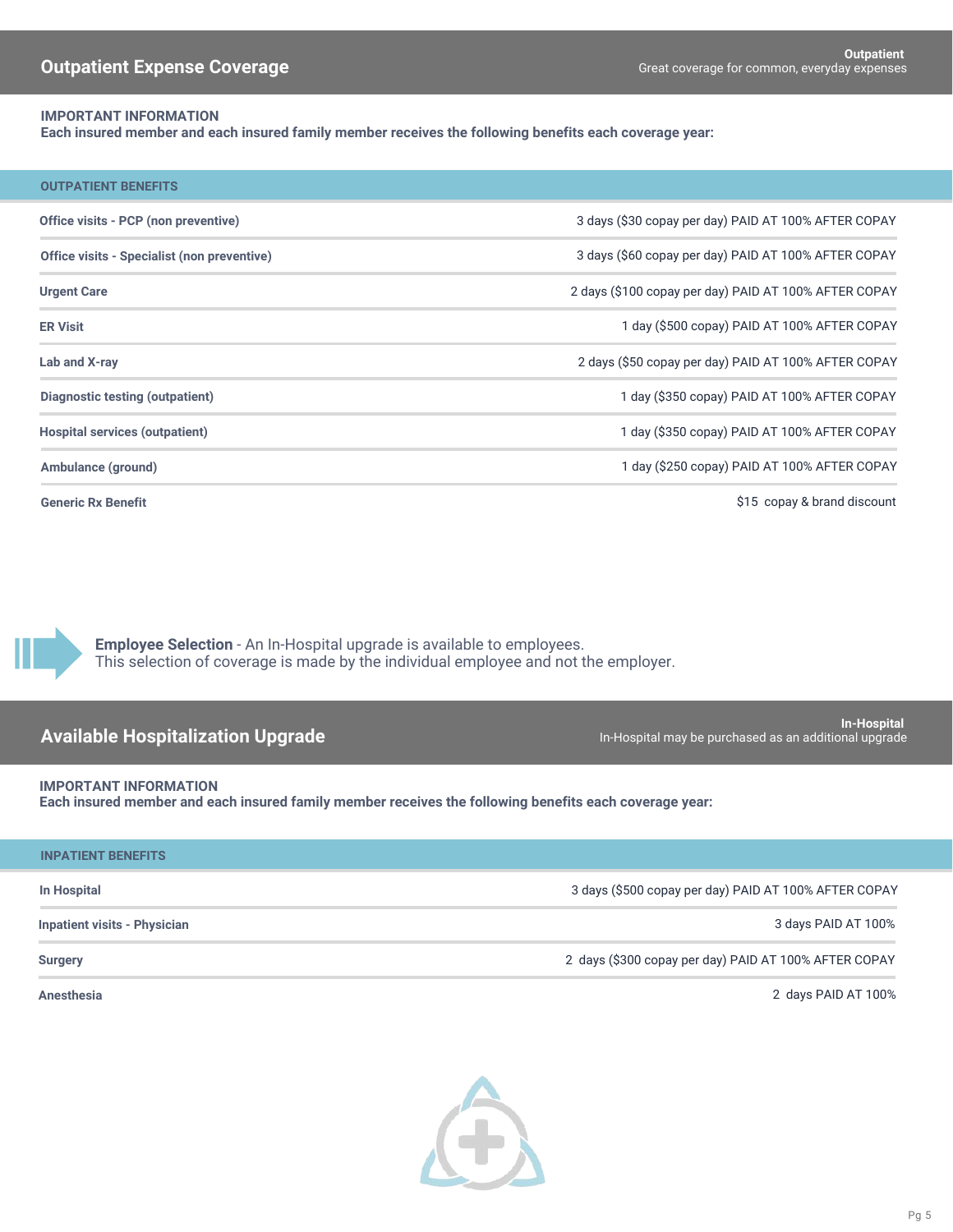## Outpatient Expense Coverage

**Outpatient**
Great coverage for common, everyday expenses

**IMPORTANT INFORMATION**
**Each insured member and each insured family member receives the following benefits each coverage year:**

| OUTPATIENT BENEFITS | |
|---|---|
| **Office visits - PCP (non preventive)** | 3 days ($30 copay per day) PAID AT 100% AFTER COPAY |
| **Office visits - Specialist (non preventive)** | 3 days ($60 copay per day) PAID AT 100% AFTER COPAY |
| **Urgent Care** | 2 days ($100 copay per day) PAID AT 100% AFTER COPAY |
| **ER Visit** | 1 day ($500 copay) PAID AT 100% AFTER COPAY |
| **Lab and X-ray** | 2 days ($50 copay per day) PAID AT 100% AFTER COPAY |
| **Diagnostic testing (outpatient)** | 1 day ($350 copay) PAID AT 100% AFTER COPAY |
| **Hospital services (outpatient)** | 1 day ($350 copay) PAID AT 100% AFTER COPAY |
| **Ambulance (ground)** | 1 day ($250 copay) PAID AT 100% AFTER COPAY |
| **Generic Rx Benefit** | $15 copay & brand discount |

**Employee Selection** - An In-Hospital upgrade is available to employees.
This selection of coverage is made by the individual employee and not the employer.

## Available Hospitalization Upgrade

**In-Hospital**
In-Hospital may be purchased as an additional upgrade

**IMPORTANT INFORMATION**
**Each insured member and each insured family member receives the following benefits each coverage year:**

| INPATIENT BENEFITS | |
|---|---|
| **In Hospital** | 3 days ($500 copay per day) PAID AT 100% AFTER COPAY |
| **Inpatient visits - Physician** | 3 days PAID AT 100% |
| **Surgery** | 2 days ($300 copay per day) PAID AT 100% AFTER COPAY |
| **Anesthesia** | 2 days PAID AT 100% |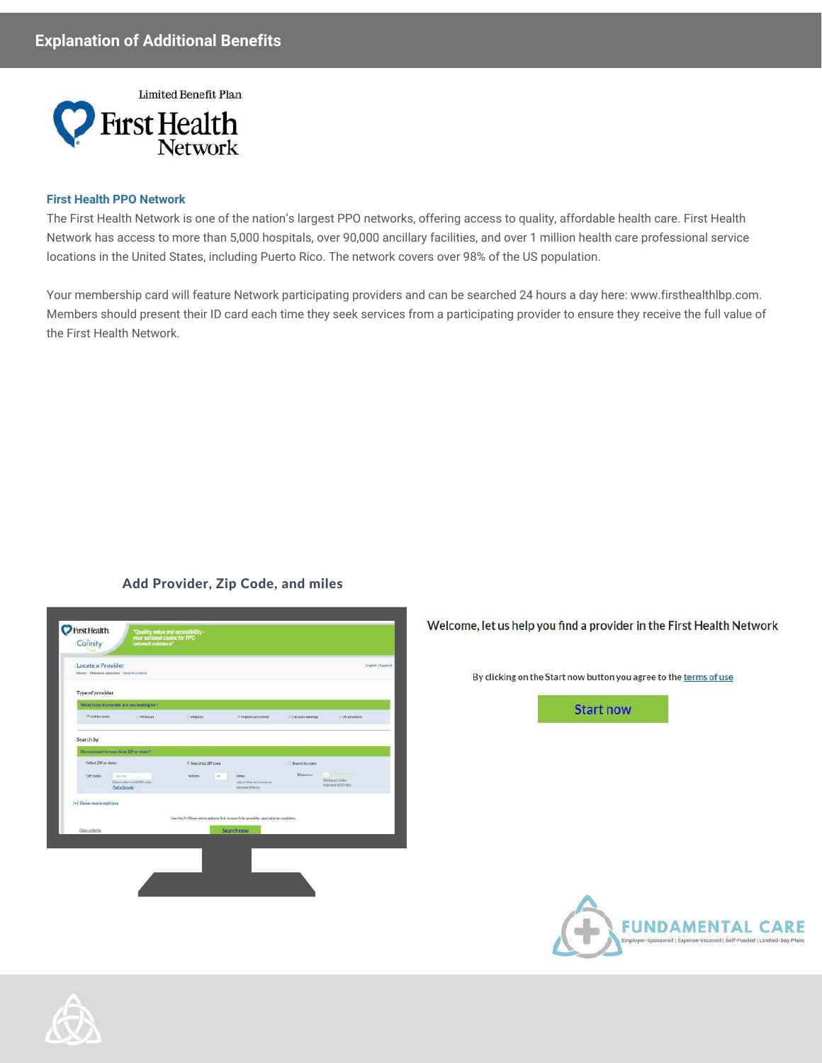## Explanation of Additional Benefits

Limited Benefit Plan

First Health Network

### First Health PPO Network

The First Health Network is one of the nation's largest PPO networks, offering access to quality, affordable health care. First Health Network has access to more than 5,000 hospitals, over 90,000 ancillary facilities, and over 1 million health care professional service locations in the United States, including Puerto Rico. The network covers over 98% of the US population.

Your membership card will feature Network participating providers and can be searched 24 hours a day here: www.firsthealthlbp.com. Members should present their ID card each time they seek services from a participating provider to ensure they receive the full value of the First Health Network.

**Add Provider, Zip Code, and miles**

Welcome, let us help you find a provider in the First Health Network

By clicking on the Start now button you agree to the terms of use

Start now

FUNDAMENTAL CARE

Employer-Sponsored | Expense-Incurred | Self-Funded | Limited-Day Plans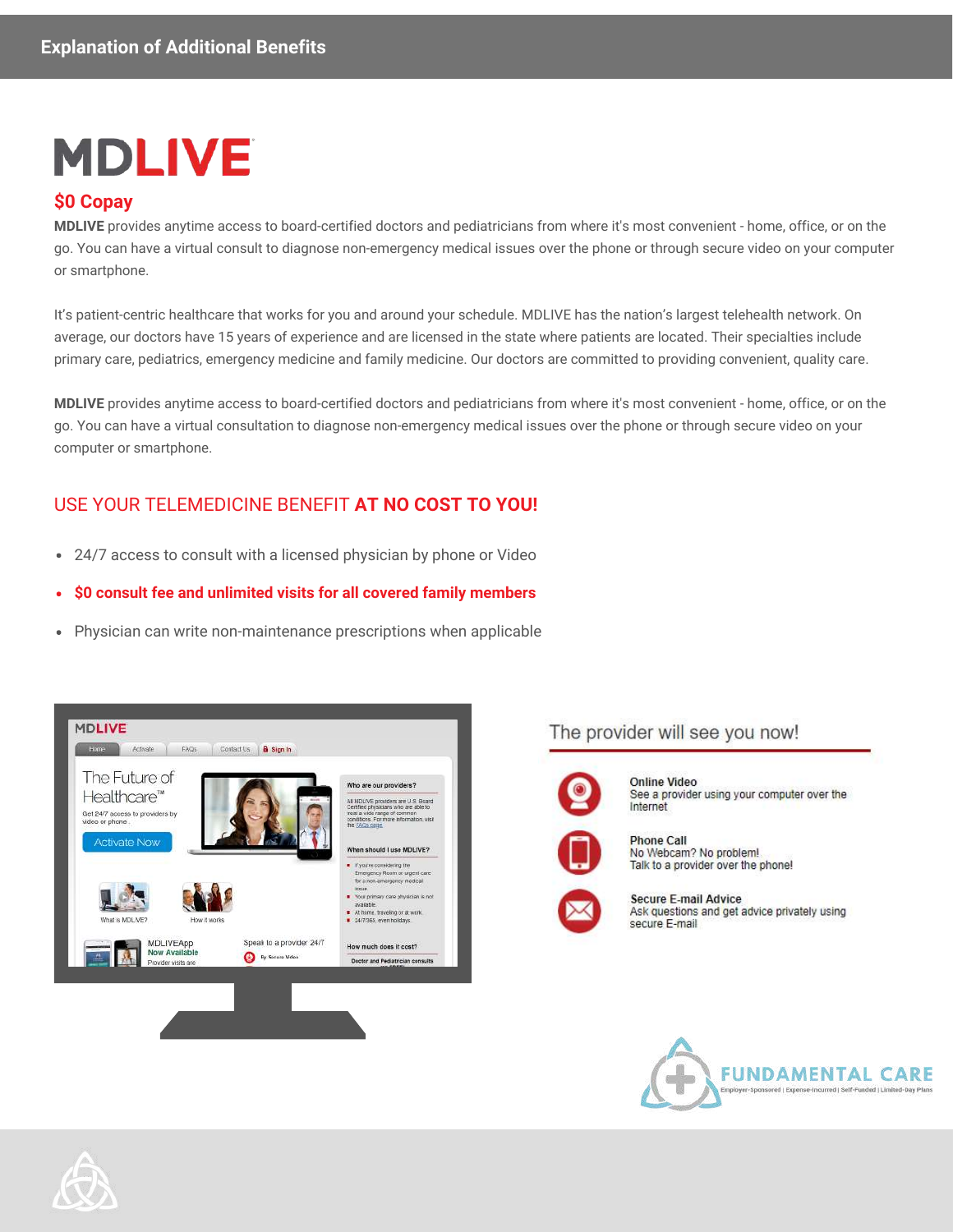## Explanation of Additional Benefits

# MDLIVE

### $0 Copay

**MDLIVE** provides anytime access to board-certified doctors and pediatricians from where it's most convenient - home, office, or on the go. You can have a virtual consult to diagnose non-emergency medical issues over the phone or through secure video on your computer or smartphone.

It's patient-centric healthcare that works for you and around your schedule. MDLIVE has the nation's largest telehealth network. On average, our doctors have 15 years of experience and are licensed in the state where patients are located. Their specialties include primary care, pediatrics, emergency medicine and family medicine. Our doctors are committed to providing convenient, quality care.

**MDLIVE** provides anytime access to board-certified doctors and pediatricians from where it's most convenient - home, office, or on the go. You can have a virtual consultation to diagnose non-emergency medical issues over the phone or through secure video on your computer or smartphone.

## USE YOUR TELEMEDICINE BENEFIT **AT NO COST TO YOU!**

- 24/7 access to consult with a licensed physician by phone or Video
- **$0 consult fee and unlimited visits for all covered family members**
- Physician can write non-maintenance prescriptions when applicable

### The provider will see you now!

**Online Video**
See a provider using your computer over the Internet

**Phone Call**
No Webcam? No problem!
Talk to a provider over the phone!

**Secure E-mail Advice**
Ask questions and get advice privately using secure E-mail

FUNDAMENTAL CARE
Employer-Sponsored | Expense-Incurred | Self-Funded | Limited-Day Plans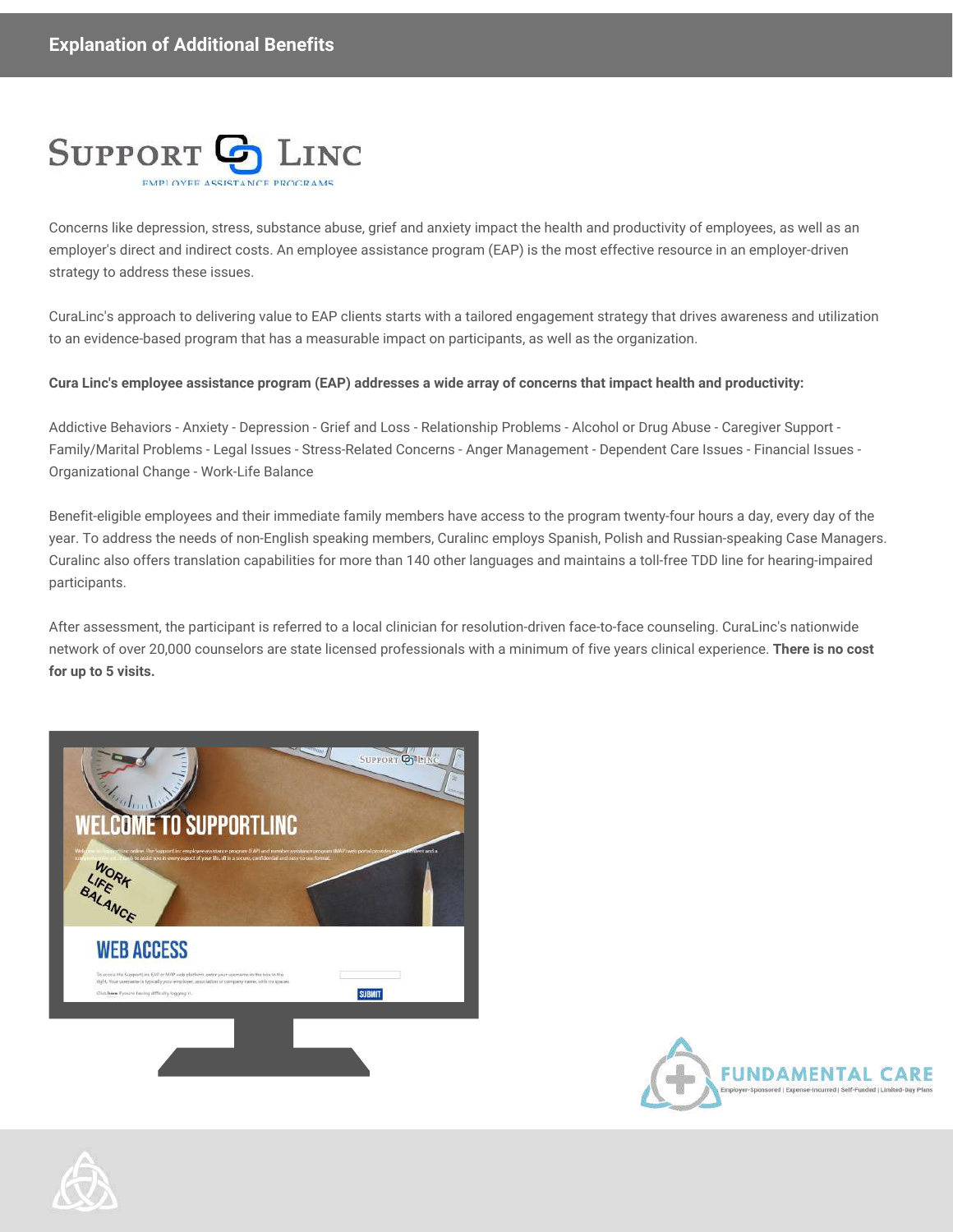# Explanation of Additional Benefits

SUPPORT LINC
EMPLOYEE ASSISTANCE PROGRAMS

Concerns like depression, stress, substance abuse, grief and anxiety impact the health and productivity of employees, as well as an employer's direct and indirect costs. An employee assistance program (EAP) is the most effective resource in an employer-driven strategy to address these issues.

CuraLinc's approach to delivering value to EAP clients starts with a tailored engagement strategy that drives awareness and utilization to an evidence-based program that has a measurable impact on participants, as well as the organization.

**Cura Linc's employee assistance program (EAP) addresses a wide array of concerns that impact health and productivity:**

Addictive Behaviors - Anxiety - Depression - Grief and Loss - Relationship Problems - Alcohol or Drug Abuse - Caregiver Support - Family/Marital Problems - Legal Issues - Stress-Related Concerns - Anger Management - Dependent Care Issues - Financial Issues - Organizational Change - Work-Life Balance

Benefit-eligible employees and their immediate family members have access to the program twenty-four hours a day, every day of the year. To address the needs of non-English speaking members, Curalinc employs Spanish, Polish and Russian-speaking Case Managers. Curalinc also offers translation capabilities for more than 140 other languages and maintains a toll-free TDD line for hearing-impaired participants.

After assessment, the participant is referred to a local clinician for resolution-driven face-to-face counseling. CuraLinc's nationwide network of over 20,000 counselors are state licensed professionals with a minimum of five years clinical experience. **There is no cost for up to 5 visits.**

FUNDAMENTAL CARE
Employer-Sponsored | Expense-Incurred | Self-Funded | Limited-Day Plans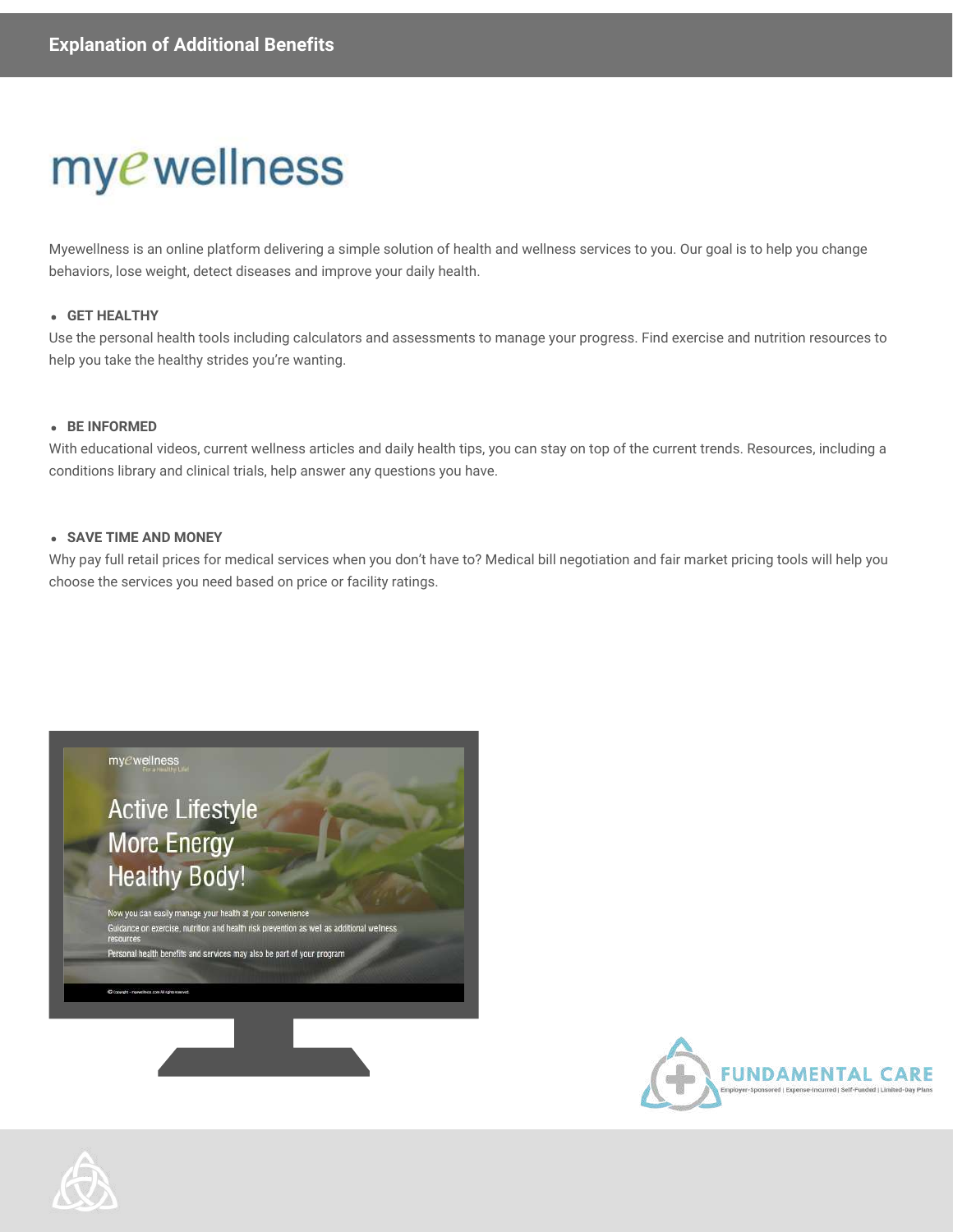## Explanation of Additional Benefits

# myewellness

Myewellness is an online platform delivering a simple solution of health and wellness services to you. Our goal is to help you change behaviors, lose weight, detect diseases and improve your daily health.

- **GET HEALTHY**

Use the personal health tools including calculators and assessments to manage your progress. Find exercise and nutrition resources to help you take the healthy strides you're wanting.

- **BE INFORMED**

With educational videos, current wellness articles and daily health tips, you can stay on top of the current trends. Resources, including a conditions library and clinical trials, help answer any questions you have.

- **SAVE TIME AND MONEY**

Why pay full retail prices for medical services when you don't have to? Medical bill negotiation and fair market pricing tools will help you choose the services you need based on price or facility ratings.

myewellness
For a Healthy Life!

Active Lifestyle
More Energy
Healthy Body!

Now you can easily manage your health at your convenience
Guidance on exercise, nutrition and health risk prevention as well as additional wellness resources
Personal health benefits and services may also be part of your program

FUNDAMENTAL CARE
Employer-Sponsored | Expense-Incurred | Self-Funded | Limited-Day Plans